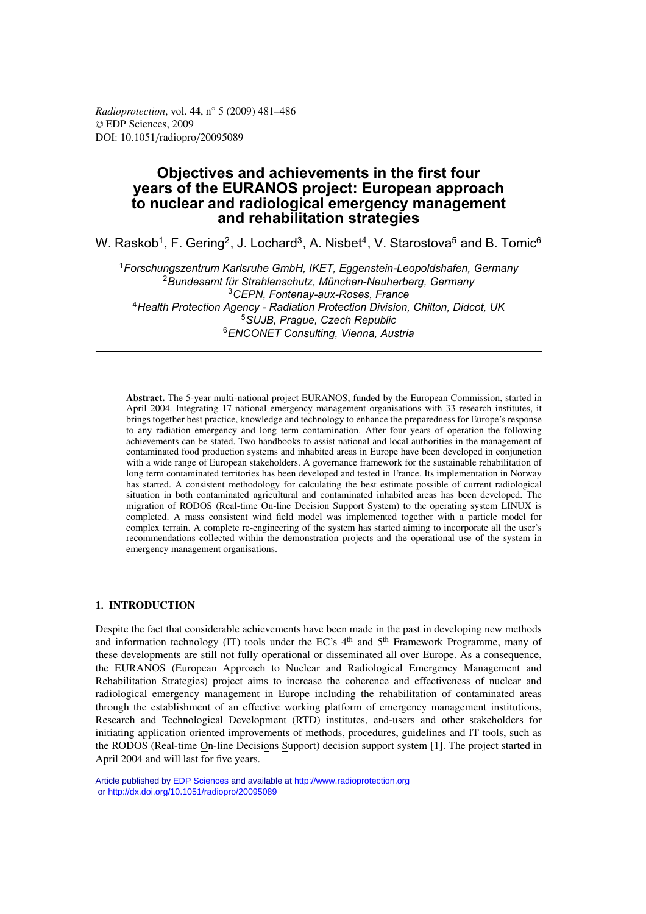# Objectives and achievements in the first four years of the EURANOS project: European approach to nuclear and radiological emergency management and rehabilitation strategies

W. Raskob[1], F. Gering[2], J. Lochard[3], A. Nisbet[4], V. Starostova[5] and B. Tomic[6]

[1]*Forschungszentrum Karlsruhe GmbH, IKET, Eggenstein-Leopoldshafen, Germany*
[2]*Bundesamt für Strahlenschutz, München-Neuherberg, Germany*
[3]*CEPN, Fontenay-aux-Roses, France*
[4]*Health Protection Agency - Radiation Protection Division, Chilton, Didcot, UK*
[5]*SUJB, Prague, Czech Republic*
[6]*ENCONET Consulting, Vienna, Austria*

**Abstract.** The 5-year multi-national project EURANOS, funded by the European Commission, started in April 2004. Integrating 17 national emergency management organisations with 33 research institutes, it brings together best practice, knowledge and technology to enhance the preparedness for Europe's response to any radiation emergency and long term contamination. After four years of operation the following achievements can be stated. Two handbooks to assist national and local authorities in the management of contaminated food production systems and inhabited areas in Europe have been developed in conjunction with a wide range of European stakeholders. A governance framework for the sustainable rehabilitation of long term contaminated territories has been developed and tested in France. Its implementation in Norway has started. A consistent methodology for calculating the best estimate possible of current radiological situation in both contaminated agricultural and contaminated inhabited areas has been developed. The migration of RODOS (Real-time On-line Decision Support System) to the operating system LINUX is completed. A mass consistent wind field model was implemented together with a particle model for complex terrain. A complete re-engineering of the system has started aiming to incorporate all the user's recommendations collected within the demonstration projects and the operational use of the system in emergency management organisations.

## 1. INTRODUCTION

Despite the fact that considerable achievements have been made in the past in developing new methods and information technology (IT) tools under the EC's 4th and 5th Framework Programme, many of these developments are still not fully operational or disseminated all over Europe. As a consequence, the EURANOS (European Approach to Nuclear and Radiological Emergency Management and Rehabilitation Strategies) project aims to increase the coherence and effectiveness of nuclear and radiological emergency management in Europe including the rehabilitation of contaminated areas through the establishment of an effective working platform of emergency management institutions, Research and Technological Development (RTD) institutes, end-users and other stakeholders for initiating application oriented improvements of methods, procedures, guidelines and IT tools, such as the RODOS (Real-time On-line Decisions Support) decision support system [1]. The project started in April 2004 and will last for five years.

Article published by EDP Sciences and available at http://www.radioprotection.org or http://dx.doi.org/10.1051/radiopro/20095089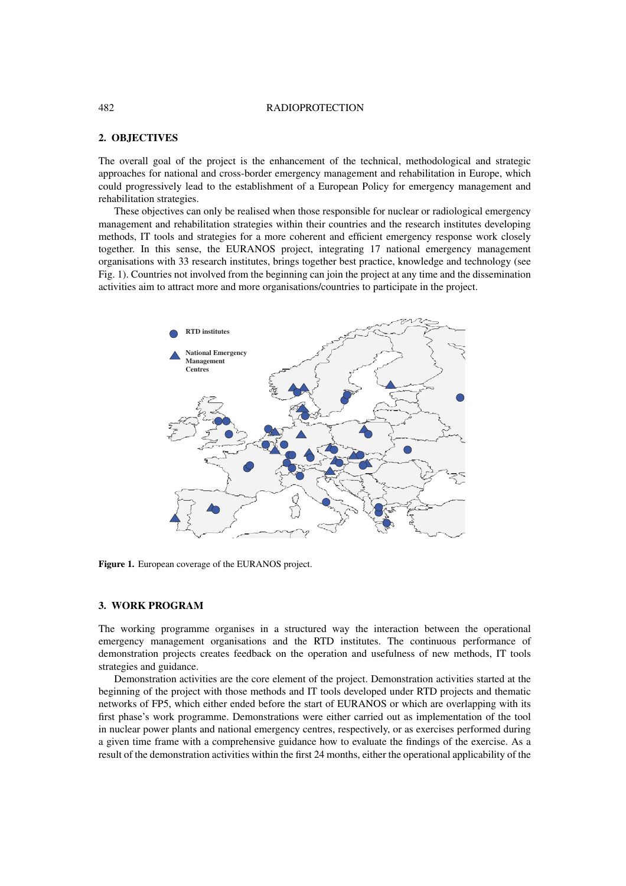## 2. OBJECTIVES

The overall goal of the project is the enhancement of the technical, methodological and strategic approaches for national and cross-border emergency management and rehabilitation in Europe, which could progressively lead to the establishment of a European Policy for emergency management and rehabilitation strategies.

These objectives can only be realised when those responsible for nuclear or radiological emergency management and rehabilitation strategies within their countries and the research institutes developing methods, IT tools and strategies for a more coherent and efficient emergency response work closely together. In this sense, the EURANOS project, integrating 17 national emergency management organisations with 33 research institutes, brings together best practice, knowledge and technology (see Fig. 1). Countries not involved from the beginning can join the project at any time and the dissemination activities aim to attract more and more organisations/countries to participate in the project.

RTD institutes

National Emergency Management Centres

**Figure 1.** European coverage of the EURANOS project.

## 3. WORK PROGRAM

The working programme organises in a structured way the interaction between the operational emergency management organisations and the RTD institutes. The continuous performance of demonstration projects creates feedback on the operation and usefulness of new methods, IT tools strategies and guidance.

Demonstration activities are the core element of the project. Demonstration activities started at the beginning of the project with those methods and IT tools developed under RTD projects and thematic networks of FP5, which either ended before the start of EURANOS or which are overlapping with its first phase's work programme. Demonstrations were either carried out as implementation of the tool in nuclear power plants and national emergency centres, respectively, or as exercises performed during a given time frame with a comprehensive guidance how to evaluate the findings of the exercise. As a result of the demonstration activities within the first 24 months, either the operational applicability of the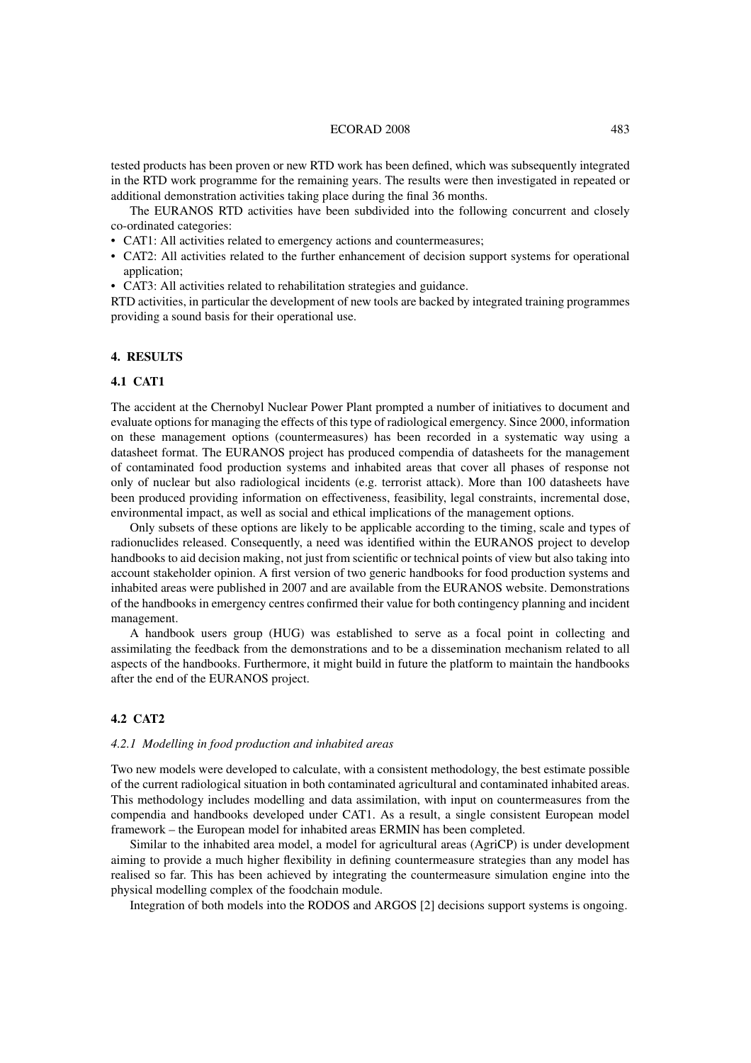tested products has been proven or new RTD work has been defined, which was subsequently integrated in the RTD work programme for the remaining years. The results were then investigated in repeated or additional demonstration activities taking place during the final 36 months.

The EURANOS RTD activities have been subdivided into the following concurrent and closely co-ordinated categories:

- CAT1: All activities related to emergency actions and countermeasures;
- CAT2: All activities related to the further enhancement of decision support systems for operational application;
- CAT3: All activities related to rehabilitation strategies and guidance.

RTD activities, in particular the development of new tools are backed by integrated training programmes providing a sound basis for their operational use.

## 4. RESULTS

### 4.1 CAT1

The accident at the Chernobyl Nuclear Power Plant prompted a number of initiatives to document and evaluate options for managing the effects of this type of radiological emergency. Since 2000, information on these management options (countermeasures) has been recorded in a systematic way using a datasheet format. The EURANOS project has produced compendia of datasheets for the management of contaminated food production systems and inhabited areas that cover all phases of response not only of nuclear but also radiological incidents (e.g. terrorist attack). More than 100 datasheets have been produced providing information on effectiveness, feasibility, legal constraints, incremental dose, environmental impact, as well as social and ethical implications of the management options.

Only subsets of these options are likely to be applicable according to the timing, scale and types of radionuclides released. Consequently, a need was identified within the EURANOS project to develop handbooks to aid decision making, not just from scientific or technical points of view but also taking into account stakeholder opinion. A first version of two generic handbooks for food production systems and inhabited areas were published in 2007 and are available from the EURANOS website. Demonstrations of the handbooks in emergency centres confirmed their value for both contingency planning and incident management.

A handbook users group (HUG) was established to serve as a focal point in collecting and assimilating the feedback from the demonstrations and to be a dissemination mechanism related to all aspects of the handbooks. Furthermore, it might build in future the platform to maintain the handbooks after the end of the EURANOS project.

### 4.2 CAT2

#### *4.2.1 Modelling in food production and inhabited areas*

Two new models were developed to calculate, with a consistent methodology, the best estimate possible of the current radiological situation in both contaminated agricultural and contaminated inhabited areas. This methodology includes modelling and data assimilation, with input on countermeasures from the compendia and handbooks developed under CAT1. As a result, a single consistent European model framework – the European model for inhabited areas ERMIN has been completed.

Similar to the inhabited area model, a model for agricultural areas (AgriCP) is under development aiming to provide a much higher flexibility in defining countermeasure strategies than any model has realised so far. This has been achieved by integrating the countermeasure simulation engine into the physical modelling complex of the foodchain module.

Integration of both models into the RODOS and ARGOS [2] decisions support systems is ongoing.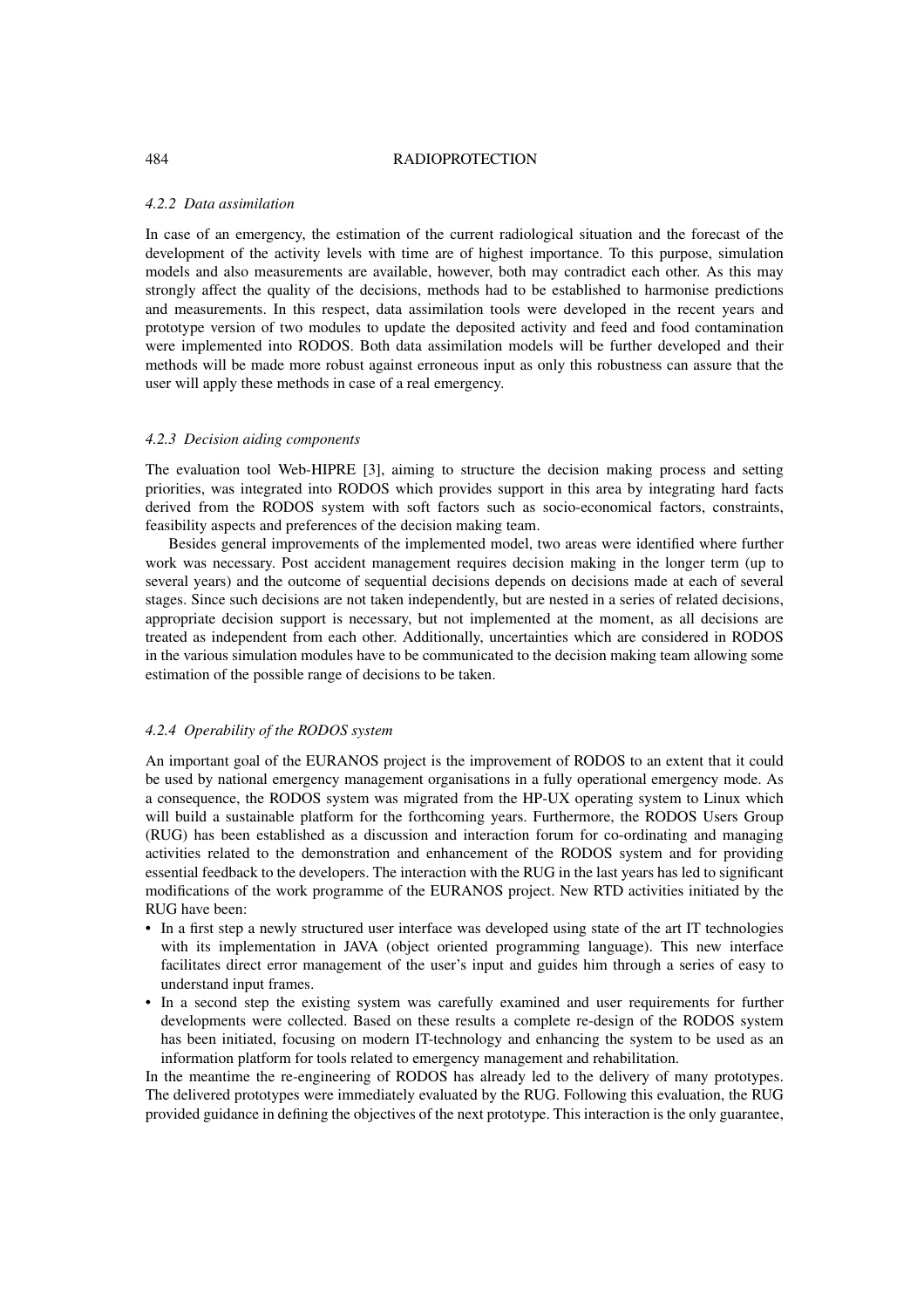#### *4.2.2 Data assimilation*

In case of an emergency, the estimation of the current radiological situation and the forecast of the development of the activity levels with time are of highest importance. To this purpose, simulation models and also measurements are available, however, both may contradict each other. As this may strongly affect the quality of the decisions, methods had to be established to harmonise predictions and measurements. In this respect, data assimilation tools were developed in the recent years and prototype version of two modules to update the deposited activity and feed and food contamination were implemented into RODOS. Both data assimilation models will be further developed and their methods will be made more robust against erroneous input as only this robustness can assure that the user will apply these methods in case of a real emergency.

#### *4.2.3 Decision aiding components*

The evaluation tool Web-HIPRE [3], aiming to structure the decision making process and setting priorities, was integrated into RODOS which provides support in this area by integrating hard facts derived from the RODOS system with soft factors such as socio-economical factors, constraints, feasibility aspects and preferences of the decision making team.

Besides general improvements of the implemented model, two areas were identified where further work was necessary. Post accident management requires decision making in the longer term (up to several years) and the outcome of sequential decisions depends on decisions made at each of several stages. Since such decisions are not taken independently, but are nested in a series of related decisions, appropriate decision support is necessary, but not implemented at the moment, as all decisions are treated as independent from each other. Additionally, uncertainties which are considered in RODOS in the various simulation modules have to be communicated to the decision making team allowing some estimation of the possible range of decisions to be taken.

#### *4.2.4 Operability of the RODOS system*

An important goal of the EURANOS project is the improvement of RODOS to an extent that it could be used by national emergency management organisations in a fully operational emergency mode. As a consequence, the RODOS system was migrated from the HP-UX operating system to Linux which will build a sustainable platform for the forthcoming years. Furthermore, the RODOS Users Group (RUG) has been established as a discussion and interaction forum for co-ordinating and managing activities related to the demonstration and enhancement of the RODOS system and for providing essential feedback to the developers. The interaction with the RUG in the last years has led to significant modifications of the work programme of the EURANOS project. New RTD activities initiated by the RUG have been:

- In a first step a newly structured user interface was developed using state of the art IT technologies with its implementation in JAVA (object oriented programming language). This new interface facilitates direct error management of the user's input and guides him through a series of easy to understand input frames.
- In a second step the existing system was carefully examined and user requirements for further developments were collected. Based on these results a complete re-design of the RODOS system has been initiated, focusing on modern IT-technology and enhancing the system to be used as an information platform for tools related to emergency management and rehabilitation.

In the meantime the re-engineering of RODOS has already led to the delivery of many prototypes. The delivered prototypes were immediately evaluated by the RUG. Following this evaluation, the RUG provided guidance in defining the objectives of the next prototype. This interaction is the only guarantee,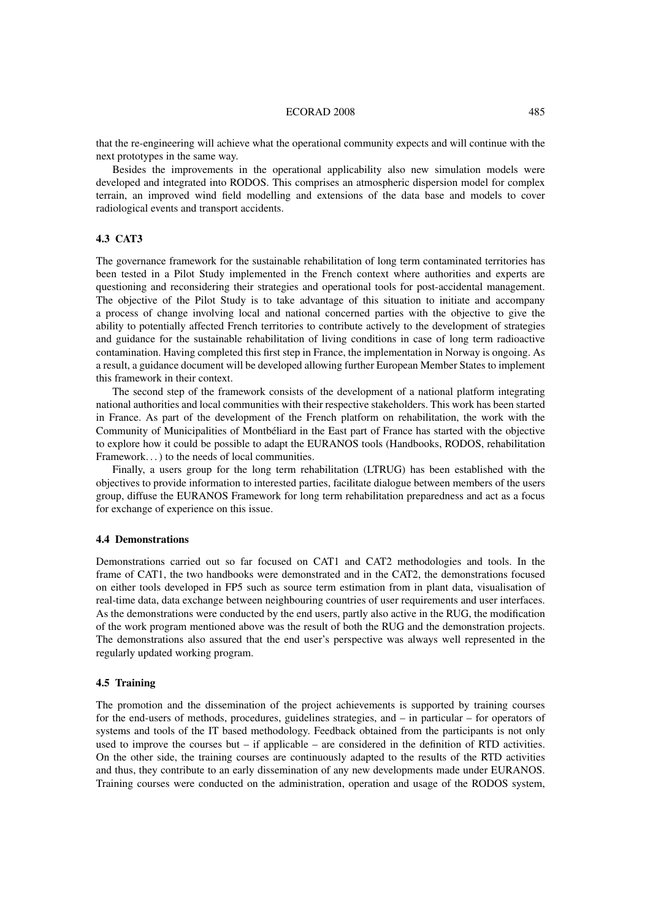that the re-engineering will achieve what the operational community expects and will continue with the next prototypes in the same way.

Besides the improvements in the operational applicability also new simulation models were developed and integrated into RODOS. This comprises an atmospheric dispersion model for complex terrain, an improved wind field modelling and extensions of the data base and models to cover radiological events and transport accidents.

### 4.3 CAT3

The governance framework for the sustainable rehabilitation of long term contaminated territories has been tested in a Pilot Study implemented in the French context where authorities and experts are questioning and reconsidering their strategies and operational tools for post-accidental management. The objective of the Pilot Study is to take advantage of this situation to initiate and accompany a process of change involving local and national concerned parties with the objective to give the ability to potentially affected French territories to contribute actively to the development of strategies and guidance for the sustainable rehabilitation of living conditions in case of long term radioactive contamination. Having completed this first step in France, the implementation in Norway is ongoing. As a result, a guidance document will be developed allowing further European Member States to implement this framework in their context.

The second step of the framework consists of the development of a national platform integrating national authorities and local communities with their respective stakeholders. This work has been started in France. As part of the development of the French platform on rehabilitation, the work with the Community of Municipalities of Montbéliard in the East part of France has started with the objective to explore how it could be possible to adapt the EURANOS tools (Handbooks, RODOS, rehabilitation Framework...) to the needs of local communities.

Finally, a users group for the long term rehabilitation (LTRUG) has been established with the objectives to provide information to interested parties, facilitate dialogue between members of the users group, diffuse the EURANOS Framework for long term rehabilitation preparedness and act as a focus for exchange of experience on this issue.

### 4.4 Demonstrations

Demonstrations carried out so far focused on CAT1 and CAT2 methodologies and tools. In the frame of CAT1, the two handbooks were demonstrated and in the CAT2, the demonstrations focused on either tools developed in FP5 such as source term estimation from in plant data, visualisation of real-time data, data exchange between neighbouring countries of user requirements and user interfaces. As the demonstrations were conducted by the end users, partly also active in the RUG, the modification of the work program mentioned above was the result of both the RUG and the demonstration projects. The demonstrations also assured that the end user's perspective was always well represented in the regularly updated working program.

### 4.5 Training

The promotion and the dissemination of the project achievements is supported by training courses for the end-users of methods, procedures, guidelines strategies, and – in particular – for operators of systems and tools of the IT based methodology. Feedback obtained from the participants is not only used to improve the courses but – if applicable – are considered in the definition of RTD activities. On the other side, the training courses are continuously adapted to the results of the RTD activities and thus, they contribute to an early dissemination of any new developments made under EURANOS. Training courses were conducted on the administration, operation and usage of the RODOS system,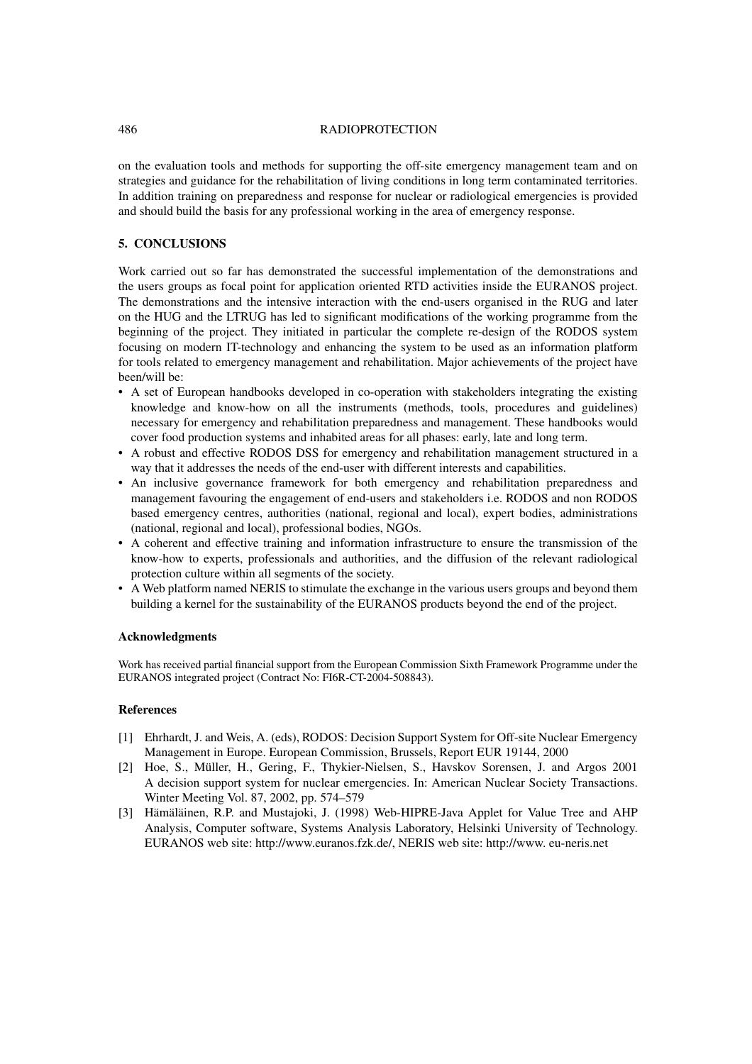on the evaluation tools and methods for supporting the off-site emergency management team and on strategies and guidance for the rehabilitation of living conditions in long term contaminated territories. In addition training on preparedness and response for nuclear or radiological emergencies is provided and should build the basis for any professional working in the area of emergency response.

## 5. CONCLUSIONS

Work carried out so far has demonstrated the successful implementation of the demonstrations and the users groups as focal point for application oriented RTD activities inside the EURANOS project. The demonstrations and the intensive interaction with the end-users organised in the RUG and later on the HUG and the LTRUG has led to significant modifications of the working programme from the beginning of the project. They initiated in particular the complete re-design of the RODOS system focusing on modern IT-technology and enhancing the system to be used as an information platform for tools related to emergency management and rehabilitation. Major achievements of the project have been/will be:

- A set of European handbooks developed in co-operation with stakeholders integrating the existing knowledge and know-how on all the instruments (methods, tools, procedures and guidelines) necessary for emergency and rehabilitation preparedness and management. These handbooks would cover food production systems and inhabited areas for all phases: early, late and long term.
- A robust and effective RODOS DSS for emergency and rehabilitation management structured in a way that it addresses the needs of the end-user with different interests and capabilities.
- An inclusive governance framework for both emergency and rehabilitation preparedness and management favouring the engagement of end-users and stakeholders i.e. RODOS and non RODOS based emergency centres, authorities (national, regional and local), expert bodies, administrations (national, regional and local), professional bodies, NGOs.
- A coherent and effective training and information infrastructure to ensure the transmission of the know-how to experts, professionals and authorities, and the diffusion of the relevant radiological protection culture within all segments of the society.
- A Web platform named NERIS to stimulate the exchange in the various users groups and beyond them building a kernel for the sustainability of the EURANOS products beyond the end of the project.

### Acknowledgments

Work has received partial financial support from the European Commission Sixth Framework Programme under the EURANOS integrated project (Contract No: FI6R-CT-2004-508843).

### References

[1] Ehrhardt, J. and Weis, A. (eds), RODOS: Decision Support System for Off-site Nuclear Emergency Management in Europe. European Commission, Brussels, Report EUR 19144, 2000

[2] Hoe, S., Müller, H., Gering, F., Thykier-Nielsen, S., Havskov Sorensen, J. and Argos 2001 A decision support system for nuclear emergencies. In: American Nuclear Society Transactions. Winter Meeting Vol. 87, 2002, pp. 574–579

[3] Hämäläinen, R.P. and Mustajoki, J. (1998) Web-HIPRE-Java Applet for Value Tree and AHP Analysis, Computer software, Systems Analysis Laboratory, Helsinki University of Technology. EURANOS web site: http://www.euranos.fzk.de/, NERIS web site: http://www. eu-neris.net